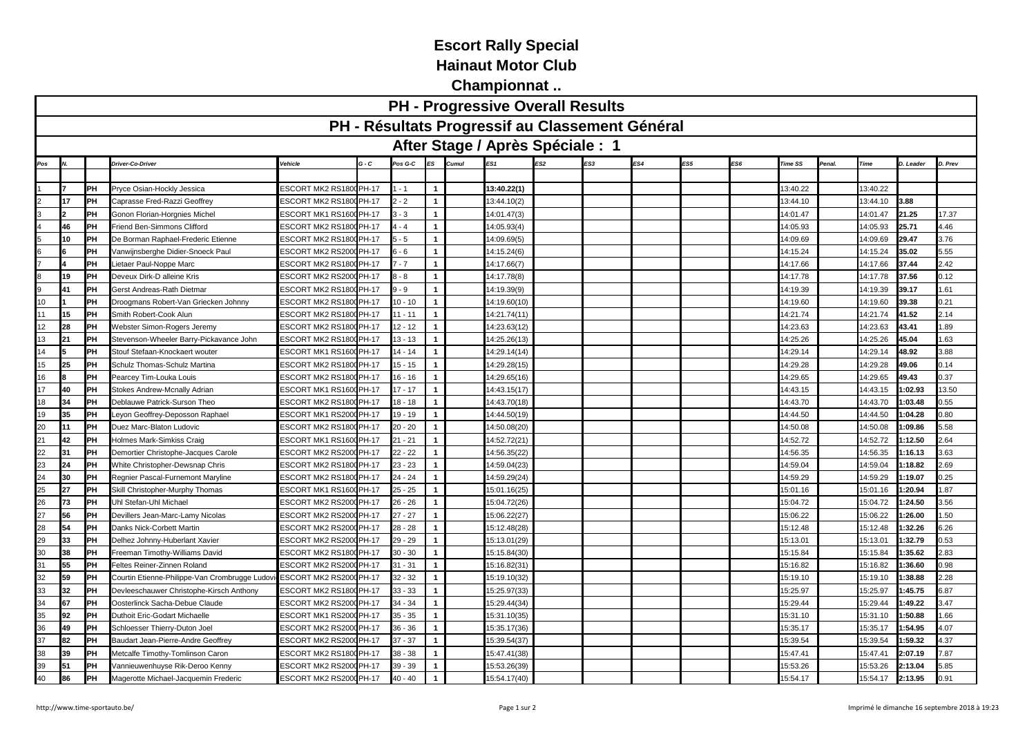# Escort Rally Special

## Hainaut Motor Club

## Championnat ..

### PH - Progressive Overall Results

### PH - Résultats Progressif au Classement Général

### After Stage / Après Spéciale : 1

| Pos | N. | | Driver-Co-Driver | Vehicle | G - C | Pos G-C | ES | Cumul | ES1 | ES2 | ES3 | ES4 | ES5 | ES6 | Time SS | Penal. | Time | D. Leader | D. Prev |
|---|---|---|---|---|---|---|---|---|---|---|---|---|---|---|---|---|---|---|---|
| 1 | **7** | **PH** | Pryce Osian-Hockly Jessica | ESCORT MK2 RS1800 | PH-17 | 1 - 1 | **1** | | **13:40.22(1)** | | | | | | 13:40.22 | | 13:40.22 | | |
| 2 | **17** | **PH** | Caprasse Fred-Razzi Geoffrey | ESCORT MK2 RS1800 | PH-17 | 2 - 2 | **1** | | 13:44.10(2) | | | | | | 13:44.10 | | 13:44.10 | **3.88** | |
| 3 | **2** | **PH** | Gonon Florian-Horgnies Michel | ESCORT MK1 RS1600 | PH-17 | 3 - 3 | **1** | | 14:01.47(3) | | | | | | 14:01.47 | | 14:01.47 | **21.25** | 17.37 |
| 4 | **46** | **PH** | Friend Ben-Simmons Clifford | ESCORT MK2 RS1800 | PH-17 | 4 - 4 | **1** | | 14:05.93(4) | | | | | | 14:05.93 | | 14:05.93 | **25.71** | 4.46 |
| 5 | **10** | **PH** | De Borman Raphael-Frederic Etienne | ESCORT MK2 RS1800 | PH-17 | 5 - 5 | **1** | | 14:09.69(5) | | | | | | 14:09.69 | | 14:09.69 | **29.47** | 3.76 |
| 6 | **6** | **PH** | Vanwijnsberghe Didier-Snoeck Paul | ESCORT MK2 RS2000 | PH-17 | 6 - 6 | **1** | | 14:15.24(6) | | | | | | 14:15.24 | | 14:15.24 | **35.02** | 5.55 |
| 7 | **4** | **PH** | Lietaer Paul-Noppe Marc | ESCORT MK2 RS1800 | PH-17 | 7 - 7 | **1** | | 14:17.66(7) | | | | | | 14:17.66 | | 14:17.66 | **37.44** | 2.42 |
| 8 | **19** | **PH** | Deveux Dirk-D alleine Kris | ESCORT MK2 RS2000 | PH-17 | 8 - 8 | **1** | | 14:17.78(8) | | | | | | 14:17.78 | | 14:17.78 | **37.56** | 0.12 |
| 9 | **41** | **PH** | Gerst Andreas-Rath Dietmar | ESCORT MK2 RS1800 | PH-17 | 9 - 9 | **1** | | 14:19.39(9) | | | | | | 14:19.39 | | 14:19.39 | **39.17** | 1.61 |
| 10 | **1** | **PH** | Droogmans Robert-Van Griecken Johnny | ESCORT MK2 RS1800 | PH-17 | 10 - 10 | **1** | | 14:19.60(10) | | | | | | 14:19.60 | | 14:19.60 | **39.38** | 0.21 |
| 11 | **15** | **PH** | Smith Robert-Cook Alun | ESCORT MK2 RS1800 | PH-17 | 11 - 11 | **1** | | 14:21.74(11) | | | | | | 14:21.74 | | 14:21.74 | **41.52** | 2.14 |
| 12 | **28** | **PH** | Webster Simon-Rogers Jeremy | ESCORT MK2 RS1800 | PH-17 | 12 - 12 | **1** | | 14:23.63(12) | | | | | | 14:23.63 | | 14:23.63 | **43.41** | 1.89 |
| 13 | **21** | **PH** | Stevenson-Wheeler Barry-Pickavance John | ESCORT MK2 RS1800 | PH-17 | 13 - 13 | **1** | | 14:25.26(13) | | | | | | 14:25.26 | | 14:25.26 | **45.04** | 1.63 |
| 14 | **5** | **PH** | Stouf Stefaan-Knockaert wouter | ESCORT MK1 RS1600 | PH-17 | 14 - 14 | **1** | | 14:29.14(14) | | | | | | 14:29.14 | | 14:29.14 | **48.92** | 3.88 |
| 15 | **25** | **PH** | Schulz Thomas-Schulz Martina | ESCORT MK2 RS1800 | PH-17 | 15 - 15 | **1** | | 14:29.28(15) | | | | | | 14:29.28 | | 14:29.28 | **49.06** | 0.14 |
| 16 | **8** | **PH** | Pearcey Tim-Louka Louis | ESCORT MK2 RS1800 | PH-17 | 16 - 16 | **1** | | 14:29.65(16) | | | | | | 14:29.65 | | 14:29.65 | **49.43** | 0.37 |
| 17 | **40** | **PH** | Stokes Andrew-Mcnally Adrian | ESCORT MK1 RS1600 | PH-17 | 17 - 17 | **1** | | 14:43.15(17) | | | | | | 14:43.15 | | 14:43.15 | **1:02.93** | 13.50 |
| 18 | **34** | **PH** | Deblauwe Patrick-Surson Theo | ESCORT MK2 RS1800 | PH-17 | 18 - 18 | **1** | | 14:43.70(18) | | | | | | 14:43.70 | | 14:43.70 | **1:03.48** | 0.55 |
| 19 | **35** | **PH** | Leyon Geoffrey-Deposson Raphael | ESCORT MK1 RS2000 | PH-17 | 19 - 19 | **1** | | 14:44.50(19) | | | | | | 14:44.50 | | 14:44.50 | **1:04.28** | 0.80 |
| 20 | **11** | **PH** | Duez Marc-Blaton Ludovic | ESCORT MK2 RS1800 | PH-17 | 20 - 20 | **1** | | 14:50.08(20) | | | | | | 14:50.08 | | 14:50.08 | **1:09.86** | 5.58 |
| 21 | **42** | **PH** | Holmes Mark-Simkiss Craig | ESCORT MK1 RS1600 | PH-17 | 21 - 21 | **1** | | 14:52.72(21) | | | | | | 14:52.72 | | 14:52.72 | **1:12.50** | 2.64 |
| 22 | **31** | **PH** | Demortier Christophe-Jacques Carole | ESCORT MK2 RS2000 | PH-17 | 22 - 22 | **1** | | 14:56.35(22) | | | | | | 14:56.35 | | 14:56.35 | **1:16.13** | 3.63 |
| 23 | **24** | **PH** | White Christopher-Dewsnap Chris | ESCORT MK2 RS1800 | PH-17 | 23 - 23 | **1** | | 14:59.04(23) | | | | | | 14:59.04 | | 14:59.04 | **1:18.82** | 2.69 |
| 24 | **30** | **PH** | Regnier Pascal-Furnemont Maryline | ESCORT MK2 RS1800 | PH-17 | 24 - 24 | **1** | | 14:59.29(24) | | | | | | 14:59.29 | | 14:59.29 | **1:19.07** | 0.25 |
| 25 | **27** | **PH** | Skill Christopher-Murphy Thomas | ESCORT MK1 RS1600 | PH-17 | 25 - 25 | **1** | | 15:01.16(25) | | | | | | 15:01.16 | | 15:01.16 | **1:20.94** | 1.87 |
| 26 | **73** | **PH** | Uhl Stefan-Uhl Michael | ESCORT MK2 RS2000 | PH-17 | 26 - 26 | **1** | | 15:04.72(26) | | | | | | 15:04.72 | | 15:04.72 | **1:24.50** | 3.56 |
| 27 | **56** | **PH** | Devillers Jean-Marc-Lamy Nicolas | ESCORT MK2 RS2000 | PH-17 | 27 - 27 | **1** | | 15:06.22(27) | | | | | | 15:06.22 | | 15:06.22 | **1:26.00** | 1.50 |
| 28 | **54** | **PH** | Danks Nick-Corbett Martin | ESCORT MK2 RS2000 | PH-17 | 28 - 28 | **1** | | 15:12.48(28) | | | | | | 15:12.48 | | 15:12.48 | **1:32.26** | 6.26 |
| 29 | **33** | **PH** | Delhez Johnny-Huberlant Xavier | ESCORT MK2 RS2000 | PH-17 | 29 - 29 | **1** | | 15:13.01(29) | | | | | | 15:13.01 | | 15:13.01 | **1:32.79** | 0.53 |
| 30 | **38** | **PH** | Freeman Timothy-Williams David | ESCORT MK2 RS1800 | PH-17 | 30 - 30 | **1** | | 15:15.84(30) | | | | | | 15:15.84 | | 15:15.84 | **1:35.62** | 2.83 |
| 31 | **55** | **PH** | Feltes Reiner-Zinnen Roland | ESCORT MK2 RS2000 | PH-17 | 31 - 31 | **1** | | 15:16.82(31) | | | | | | 15:16.82 | | 15:16.82 | **1:36.60** | 0.98 |
| 32 | **59** | **PH** | Courtin Etienne-Philippe-Van Crombrugge Ludovi | ESCORT MK2 RS2000 | PH-17 | 32 - 32 | **1** | | 15:19.10(32) | | | | | | 15:19.10 | | 15:19.10 | **1:38.88** | 2.28 |
| 33 | **32** | **PH** | Devleeschauwer Christophe-Kirsch Anthony | ESCORT MK2 RS1800 | PH-17 | 33 - 33 | **1** | | 15:25.97(33) | | | | | | 15:25.97 | | 15:25.97 | **1:45.75** | 6.87 |
| 34 | **67** | **PH** | Oosterlinck Sacha-Debue Claude | ESCORT MK2 RS2000 | PH-17 | 34 - 34 | **1** | | 15:29.44(34) | | | | | | 15:29.44 | | 15:29.44 | **1:49.22** | 3.47 |
| 35 | **92** | **PH** | Duthoit Eric-Godart Michaelle | ESCORT MK1 RS2000 | PH-17 | 35 - 35 | **1** | | 15:31.10(35) | | | | | | 15:31.10 | | 15:31.10 | **1:50.88** | 1.66 |
| 36 | **49** | **PH** | Schloesser Thierry-Duton Joel | ESCORT MK2 RS2000 | PH-17 | 36 - 36 | **1** | | 15:35.17(36) | | | | | | 15:35.17 | | 15:35.17 | **1:54.95** | 4.07 |
| 37 | **82** | **PH** | Baudart Jean-Pierre-Andre Geoffrey | ESCORT MK2 RS2000 | PH-17 | 37 - 37 | **1** | | 15:39.54(37) | | | | | | 15:39.54 | | 15:39.54 | **1:59.32** | 4.37 |
| 38 | **39** | **PH** | Metcalfe Timothy-Tomlinson Caron | ESCORT MK2 RS1800 | PH-17 | 38 - 38 | **1** | | 15:47.41(38) | | | | | | 15:47.41 | | 15:47.41 | **2:07.19** | 7.87 |
| 39 | **51** | **PH** | Vannieuwenhuyse Rik-Deroo Kenny | ESCORT MK2 RS2000 | PH-17 | 39 - 39 | **1** | | 15:53.26(39) | | | | | | 15:53.26 | | 15:53.26 | **2:13.04** | 5.85 |
| 40 | **86** | **PH** | Magerotte Michael-Jacquemin Frederic | ESCORT MK2 RS2000 | PH-17 | 40 - 40 | **1** | | 15:54.17(40) | | | | | | 15:54.17 | | 15:54.17 | **2:13.95** | 0.91 |

http://www.time-sportauto.be/

Imprimé le dimanche 16 septembre 2018 à 19:23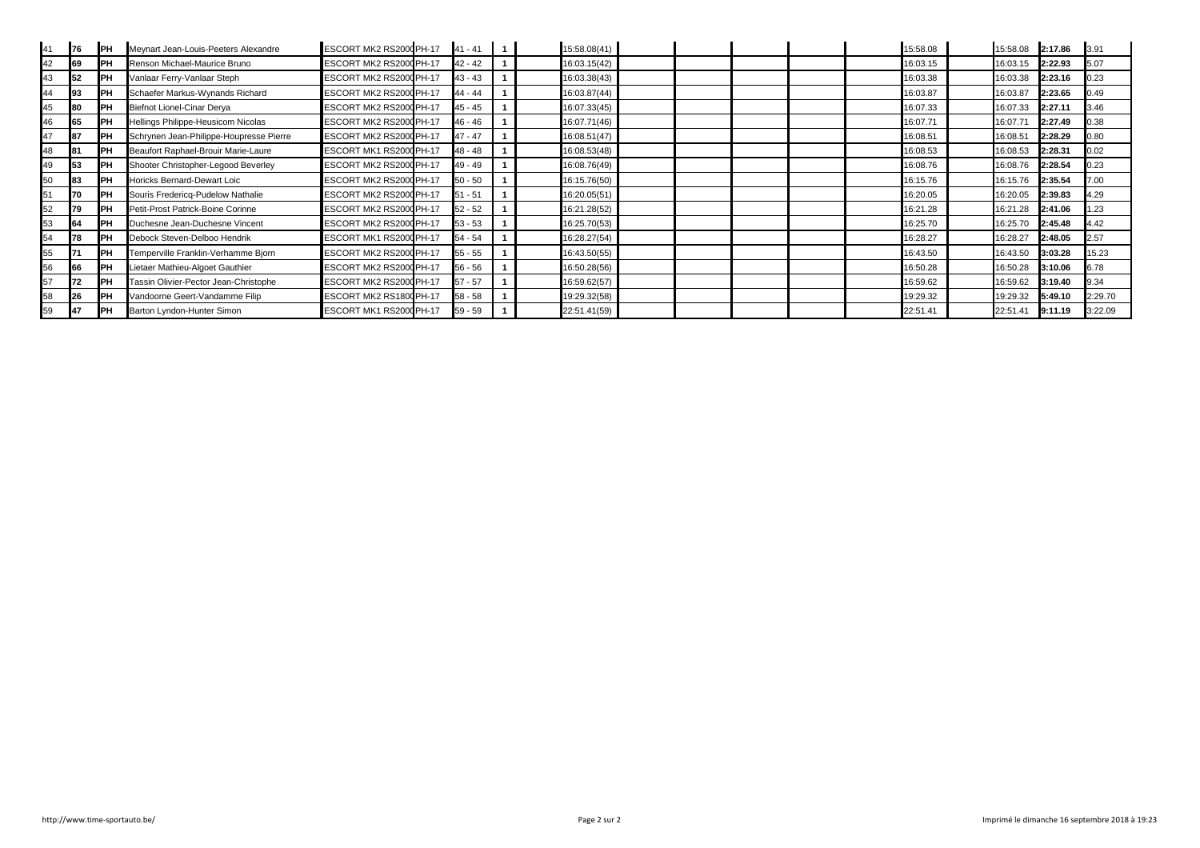| | | | | | | | | | | | | | | | | | | | |
|---|---|---|---|---|---|---|---|---|---|---|---|---|---|---|---|---|---|---|---|
| 41 | 76 | PH | Meynart Jean-Louis-Peeters Alexandre | ESCORT MK2 RS2000 | PH-17 | 41 - 41 | 1 | | 15:58.08(41) | | | | | | 15:58.08 | | 15:58.08 | 2:17.86 | 3.91 |
| 42 | 69 | PH | Renson Michael-Maurice Bruno | ESCORT MK2 RS2000 | PH-17 | 42 - 42 | 1 | | 16:03.15(42) | | | | | | 16:03.15 | | 16:03.15 | 2:22.93 | 5.07 |
| 43 | 52 | PH | Vanlaar Ferry-Vanlaar Steph | ESCORT MK2 RS2000 | PH-17 | 43 - 43 | 1 | | 16:03.38(43) | | | | | | 16:03.38 | | 16:03.38 | 2:23.16 | 0.23 |
| 44 | 93 | PH | Schaefer Markus-Wynands Richard | ESCORT MK2 RS2000 | PH-17 | 44 - 44 | 1 | | 16:03.87(44) | | | | | | 16:03.87 | | 16:03.87 | 2:23.65 | 0.49 |
| 45 | 80 | PH | Biefnot Lionel-Cinar Derya | ESCORT MK2 RS2000 | PH-17 | 45 - 45 | 1 | | 16:07.33(45) | | | | | | 16:07.33 | | 16:07.33 | 2:27.11 | 3.46 |
| 46 | 65 | PH | Hellings Philippe-Heusicom Nicolas | ESCORT MK2 RS2000 | PH-17 | 46 - 46 | 1 | | 16:07.71(46) | | | | | | 16:07.71 | | 16:07.71 | 2:27.49 | 0.38 |
| 47 | 87 | PH | Schrynen Jean-Philippe-Houpresse Pierre | ESCORT MK2 RS2000 | PH-17 | 47 - 47 | 1 | | 16:08.51(47) | | | | | | 16:08.51 | | 16:08.51 | 2:28.29 | 0.80 |
| 48 | 81 | PH | Beaufort Raphael-Brouir Marie-Laure | ESCORT MK1 RS2000 | PH-17 | 48 - 48 | 1 | | 16:08.53(48) | | | | | | 16:08.53 | | 16:08.53 | 2:28.31 | 0.02 |
| 49 | 53 | PH | Shooter Christopher-Legood Beverley | ESCORT MK2 RS2000 | PH-17 | 49 - 49 | 1 | | 16:08.76(49) | | | | | | 16:08.76 | | 16:08.76 | 2:28.54 | 0.23 |
| 50 | 83 | PH | Horicks Bernard-Dewart Loic | ESCORT MK2 RS2000 | PH-17 | 50 - 50 | 1 | | 16:15.76(50) | | | | | | 16:15.76 | | 16:15.76 | 2:35.54 | 7.00 |
| 51 | 70 | PH | Souris Fredericq-Pudelow Nathalie | ESCORT MK2 RS2000 | PH-17 | 51 - 51 | 1 | | 16:20.05(51) | | | | | | 16:20.05 | | 16:20.05 | 2:39.83 | 4.29 |
| 52 | 79 | PH | Petit-Prost Patrick-Boine Corinne | ESCORT MK2 RS2000 | PH-17 | 52 - 52 | 1 | | 16:21.28(52) | | | | | | 16:21.28 | | 16:21.28 | 2:41.06 | 1.23 |
| 53 | 64 | PH | Duchesne Jean-Duchesne Vincent | ESCORT MK2 RS2000 | PH-17 | 53 - 53 | 1 | | 16:25.70(53) | | | | | | 16:25.70 | | 16:25.70 | 2:45.48 | 4.42 |
| 54 | 78 | PH | Debock Steven-Delboo Hendrik | ESCORT MK1 RS2000 | PH-17 | 54 - 54 | 1 | | 16:28.27(54) | | | | | | 16:28.27 | | 16:28.27 | 2:48.05 | 2.57 |
| 55 | 71 | PH | Temperville Franklin-Verhamme Bjorn | ESCORT MK2 RS2000 | PH-17 | 55 - 55 | 1 | | 16:43.50(55) | | | | | | 16:43.50 | | 16:43.50 | 3:03.28 | 15.23 |
| 56 | 66 | PH | Lietaer Mathieu-Algoet Gauthier | ESCORT MK2 RS2000 | PH-17 | 56 - 56 | 1 | | 16:50.28(56) | | | | | | 16:50.28 | | 16:50.28 | 3:10.06 | 6.78 |
| 57 | 72 | PH | Tassin Olivier-Pector Jean-Christophe | ESCORT MK2 RS2000 | PH-17 | 57 - 57 | 1 | | 16:59.62(57) | | | | | | 16:59.62 | | 16:59.62 | 3:19.40 | 9.34 |
| 58 | 26 | PH | Vandoorne Geert-Vandamme Filip | ESCORT MK2 RS1800 | PH-17 | 58 - 58 | 1 | | 19:29.32(58) | | | | | | 19:29.32 | | 19:29.32 | 5:49.10 | 2:29.70 |
| 59 | 47 | PH | Barton Lyndon-Hunter Simon | ESCORT MK1 RS2000 | PH-17 | 59 - 59 | 1 | | 22:51.41(59) | | | | | | 22:51.41 | | 22:51.41 | 9:11.19 | 3:22.09 |

http://www.time-sportauto.be/

Imprimé le dimanche 16 septembre 2018 à 19:23